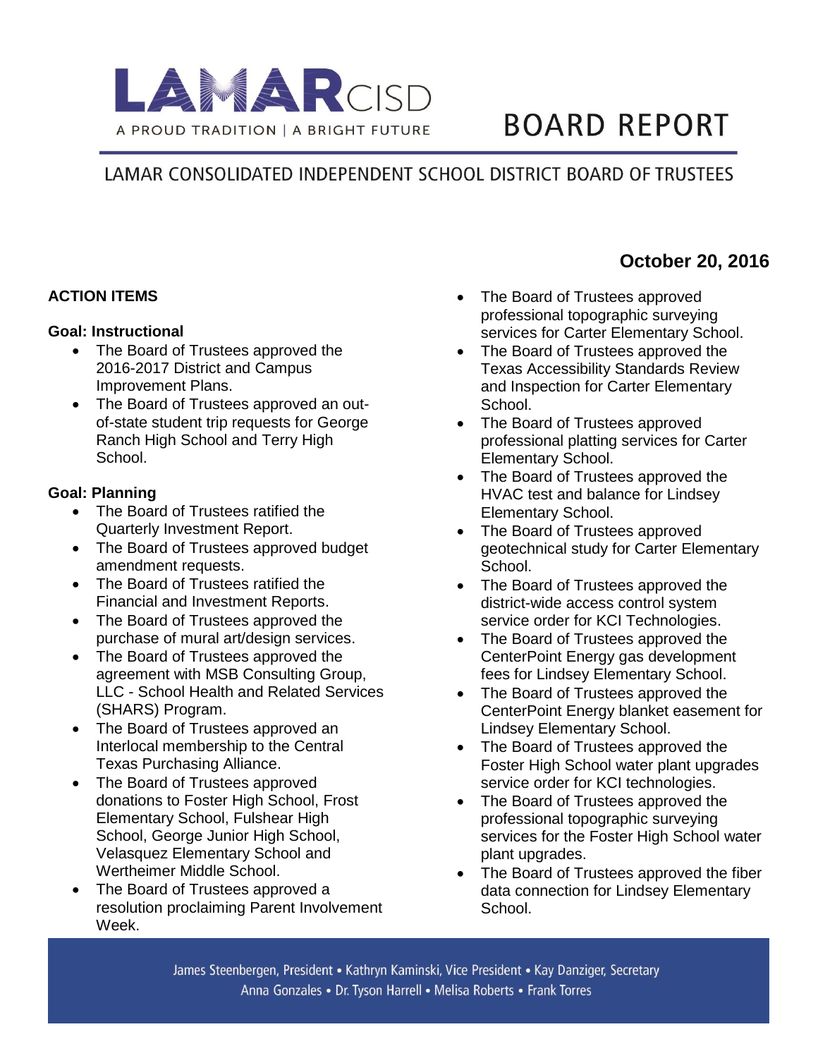# LAMAR CISD

A PROUD TRADITION | A BRIGHT FUTURE

# BOARD REPORT

## LAMAR CONSOLIDATED INDEPENDENT SCHOOL DISTRICT BOARD OF TRUSTEES

**October 20, 2016**

**ACTION ITEMS**

**Goal: Instructional**

- The Board of Trustees approved the 2016-2017 District and Campus Improvement Plans.
- The Board of Trustees approved an out-of-state student trip requests for George Ranch High School and Terry High School.

**Goal: Planning**

- The Board of Trustees ratified the Quarterly Investment Report.
- The Board of Trustees approved budget amendment requests.
- The Board of Trustees ratified the Financial and Investment Reports.
- The Board of Trustees approved the purchase of mural art/design services.
- The Board of Trustees approved the agreement with MSB Consulting Group, LLC - School Health and Related Services (SHARS) Program.
- The Board of Trustees approved an Interlocal membership to the Central Texas Purchasing Alliance.
- The Board of Trustees approved donations to Foster High School, Frost Elementary School, Fulshear High School, George Junior High School, Velasquez Elementary School and Wertheimer Middle School.
- The Board of Trustees approved a resolution proclaiming Parent Involvement Week.
- The Board of Trustees approved professional topographic surveying services for Carter Elementary School.
- The Board of Trustees approved the Texas Accessibility Standards Review and Inspection for Carter Elementary School.
- The Board of Trustees approved professional platting services for Carter Elementary School.
- The Board of Trustees approved the HVAC test and balance for Lindsey Elementary School.
- The Board of Trustees approved geotechnical study for Carter Elementary School.
- The Board of Trustees approved the district-wide access control system service order for KCI Technologies.
- The Board of Trustees approved the CenterPoint Energy gas development fees for Lindsey Elementary School.
- The Board of Trustees approved the CenterPoint Energy blanket easement for Lindsey Elementary School.
- The Board of Trustees approved the Foster High School water plant upgrades service order for KCI technologies.
- The Board of Trustees approved the professional topographic surveying services for the Foster High School water plant upgrades.
- The Board of Trustees approved the fiber data connection for Lindsey Elementary School.

James Steenbergen, President • Kathryn Kaminski, Vice President • Kay Danziger, Secretary
Anna Gonzales • Dr. Tyson Harrell • Melisa Roberts • Frank Torres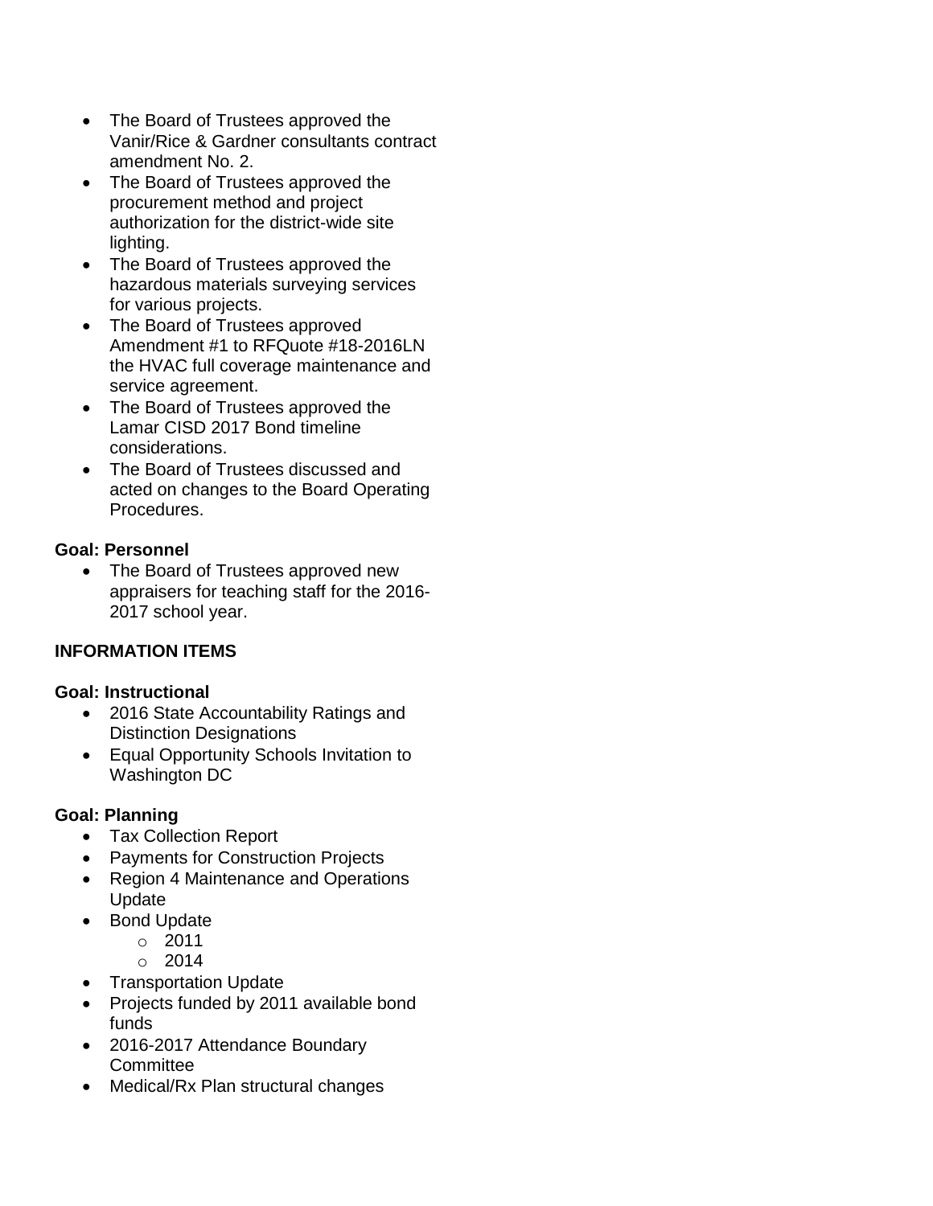- The Board of Trustees approved the Vanir/Rice & Gardner consultants contract amendment No. 2.
- The Board of Trustees approved the procurement method and project authorization for the district-wide site lighting.
- The Board of Trustees approved the hazardous materials surveying services for various projects.
- The Board of Trustees approved Amendment #1 to RFQuote #18-2016LN the HVAC full coverage maintenance and service agreement.
- The Board of Trustees approved the Lamar CISD 2017 Bond timeline considerations.
- The Board of Trustees discussed and acted on changes to the Board Operating Procedures.

**Goal: Personnel**

- The Board of Trustees approved new appraisers for teaching staff for the 2016-2017 school year.

**INFORMATION ITEMS**

**Goal: Instructional**

- 2016 State Accountability Ratings and Distinction Designations
- Equal Opportunity Schools Invitation to Washington DC

**Goal: Planning**

- Tax Collection Report
- Payments for Construction Projects
- Region 4 Maintenance and Operations Update
- Bond Update
    - 2011
    - 2014
- Transportation Update
- Projects funded by 2011 available bond funds
- 2016-2017 Attendance Boundary Committee
- Medical/Rx Plan structural changes